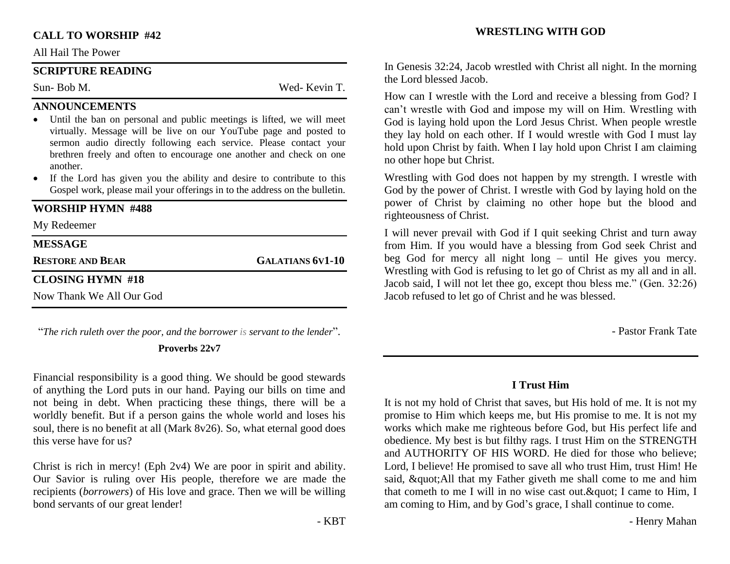**CALL TO WORSHIP #42**

All Hail The Power

**SCRIPTURE READING**

Sun- Bob M. Wed- Kevin T.

**ANNOUNCEMENTS**

- Until the ban on personal and public meetings is lifted, we will meet virtually. Message will be live on our YouTube page and posted to sermon audio directly following each service. Please contact your brethren freely and often to encourage one another and check on one another.
- If the Lord has given you the ability and desire to contribute to this Gospel work, please mail your offerings in to the address on the bulletin.

**WORSHIP HYMN #488**

My Redeemer

**MESSAGE**

**RESTORE AND BEAR** **GALATIANS 6V1-10**

**CLOSING HYMN #18**

Now Thank We All Our God

"*The rich ruleth over the poor, and the borrower is servant to the lender*".

**Proverbs 22v7**

Financial responsibility is a good thing. We should be good stewards of anything the Lord puts in our hand. Paying our bills on time and not being in debt. When practicing these things, there will be a worldly benefit. But if a person gains the whole world and loses his soul, there is no benefit at all (Mark 8v26). So, what eternal good does this verse have for us?

Christ is rich in mercy! (Eph 2v4) We are poor in spirit and ability. Our Savior is ruling over His people, therefore we are made the recipients (*borrowers*) of His love and grace. Then we will be willing bond servants of our great lender!

- KBT

**WRESTLING WITH GOD**

In Genesis 32:24, Jacob wrestled with Christ all night. In the morning the Lord blessed Jacob.

How can I wrestle with the Lord and receive a blessing from God? I can't wrestle with God and impose my will on Him. Wrestling with God is laying hold upon the Lord Jesus Christ. When people wrestle they lay hold on each other. If I would wrestle with God I must lay hold upon Christ by faith. When I lay hold upon Christ I am claiming no other hope but Christ.

Wrestling with God does not happen by my strength. I wrestle with God by the power of Christ. I wrestle with God by laying hold on the power of Christ by claiming no other hope but the blood and righteousness of Christ.

I will never prevail with God if I quit seeking Christ and turn away from Him. If you would have a blessing from God seek Christ and beg God for mercy all night long – until He gives you mercy. Wrestling with God is refusing to let go of Christ as my all and in all. Jacob said, I will not let thee go, except thou bless me." (Gen. 32:26) Jacob refused to let go of Christ and he was blessed.

- Pastor Frank Tate

**I Trust Him**

It is not my hold of Christ that saves, but His hold of me. It is not my promise to Him which keeps me, but His promise to me. It is not my works which make me righteous before God, but His perfect life and obedience. My best is but filthy rags. I trust Him on the STRENGTH and AUTHORITY OF HIS WORD. He died for those who believe; Lord, I believe! He promised to save all who trust Him, trust Him! He said, &quot;All that my Father giveth me shall come to me and him that cometh to me I will in no wise cast out.&quot; I came to Him, I am coming to Him, and by God's grace, I shall continue to come.

- Henry Mahan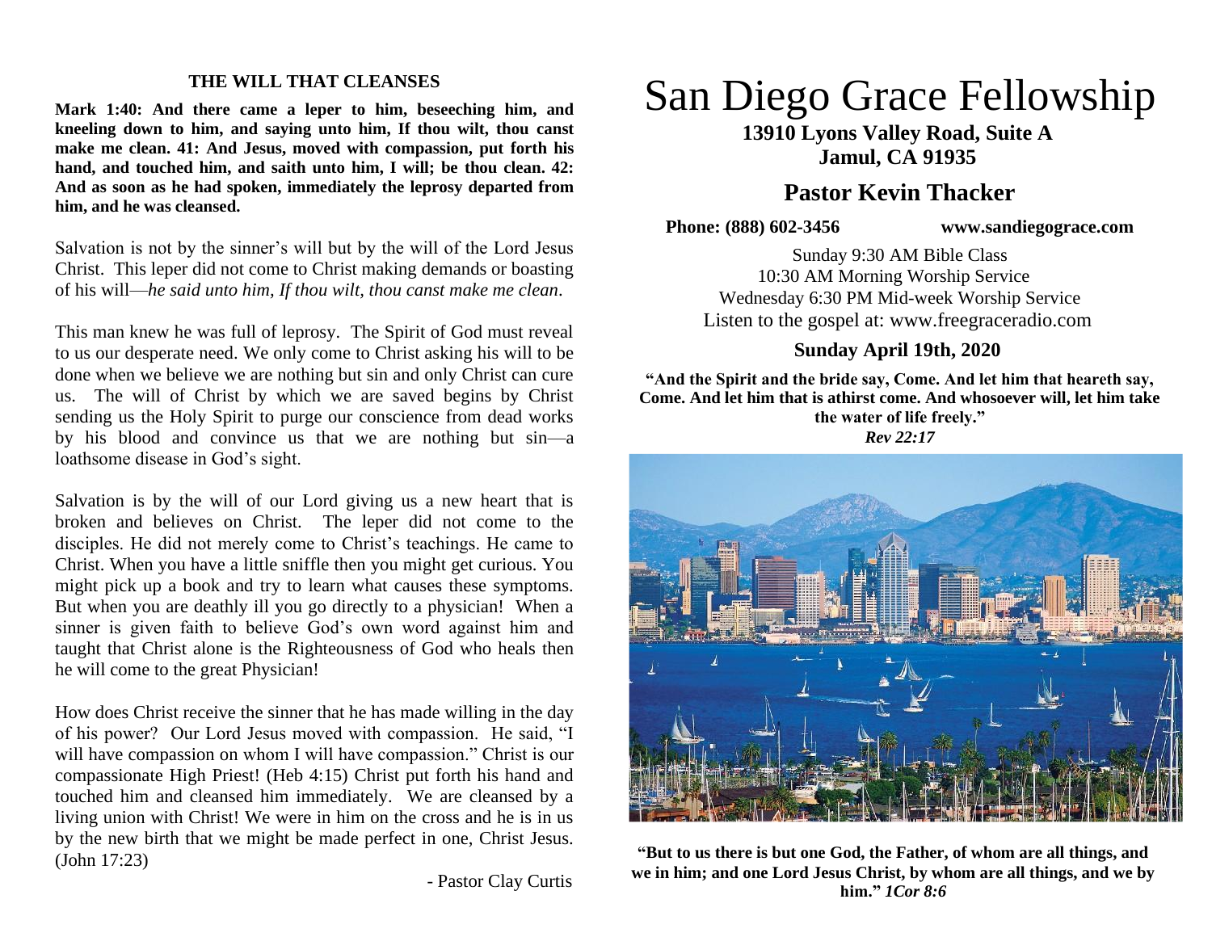## THE WILL THAT CLEANSES

**Mark 1:40: And there came a leper to him, beseeching him, and kneeling down to him, and saying unto him, If thou wilt, thou canst make me clean. 41: And Jesus, moved with compassion, put forth his hand, and touched him, and saith unto him, I will; be thou clean. 42: And as soon as he had spoken, immediately the leprosy departed from him, and he was cleansed.**

Salvation is not by the sinner's will but by the will of the Lord Jesus Christ. This leper did not come to Christ making demands or boasting of his will—*he said unto him, If thou wilt, thou canst make me clean*.

This man knew he was full of leprosy. The Spirit of God must reveal to us our desperate need. We only come to Christ asking his will to be done when we believe we are nothing but sin and only Christ can cure us. The will of Christ by which we are saved begins by Christ sending us the Holy Spirit to purge our conscience from dead works by his blood and convince us that we are nothing but sin—a loathsome disease in God's sight.

Salvation is by the will of our Lord giving us a new heart that is broken and believes on Christ. The leper did not come to the disciples. He did not merely come to Christ's teachings. He came to Christ. When you have a little sniffle then you might get curious. You might pick up a book and try to learn what causes these symptoms. But when you are deathly ill you go directly to a physician! When a sinner is given faith to believe God's own word against him and taught that Christ alone is the Righteousness of God who heals then he will come to the great Physician!

How does Christ receive the sinner that he has made willing in the day of his power? Our Lord Jesus moved with compassion. He said, "I will have compassion on whom I will have compassion." Christ is our compassionate High Priest! (Heb 4:15) Christ put forth his hand and touched him and cleansed him immediately. We are cleansed by a living union with Christ! We were in him on the cross and he is in us by the new birth that we might be made perfect in one, Christ Jesus. (John 17:23)

- Pastor Clay Curtis

# San Diego Grace Fellowship

**13910 Lyons Valley Road, Suite A**
**Jamul, CA 91935**

## Pastor Kevin Thacker

**Phone: (888) 602-3456** **www.sandiegograce.com**

Sunday 9:30 AM Bible Class
10:30 AM Morning Worship Service
Wednesday 6:30 PM Mid-week Worship Service
Listen to the gospel at: www.freegraceradio.com

### Sunday April 19th, 2020

**"And the Spirit and the bride say, Come. And let him that heareth say, Come. And let him that is athirst come. And whosoever will, let him take the water of life freely."**
***Rev 22:17***

**"But to us there is but one God, the Father, of whom are all things, and we in him; and one Lord Jesus Christ, by whom are all things, and we by him."** ***1Cor 8:6***